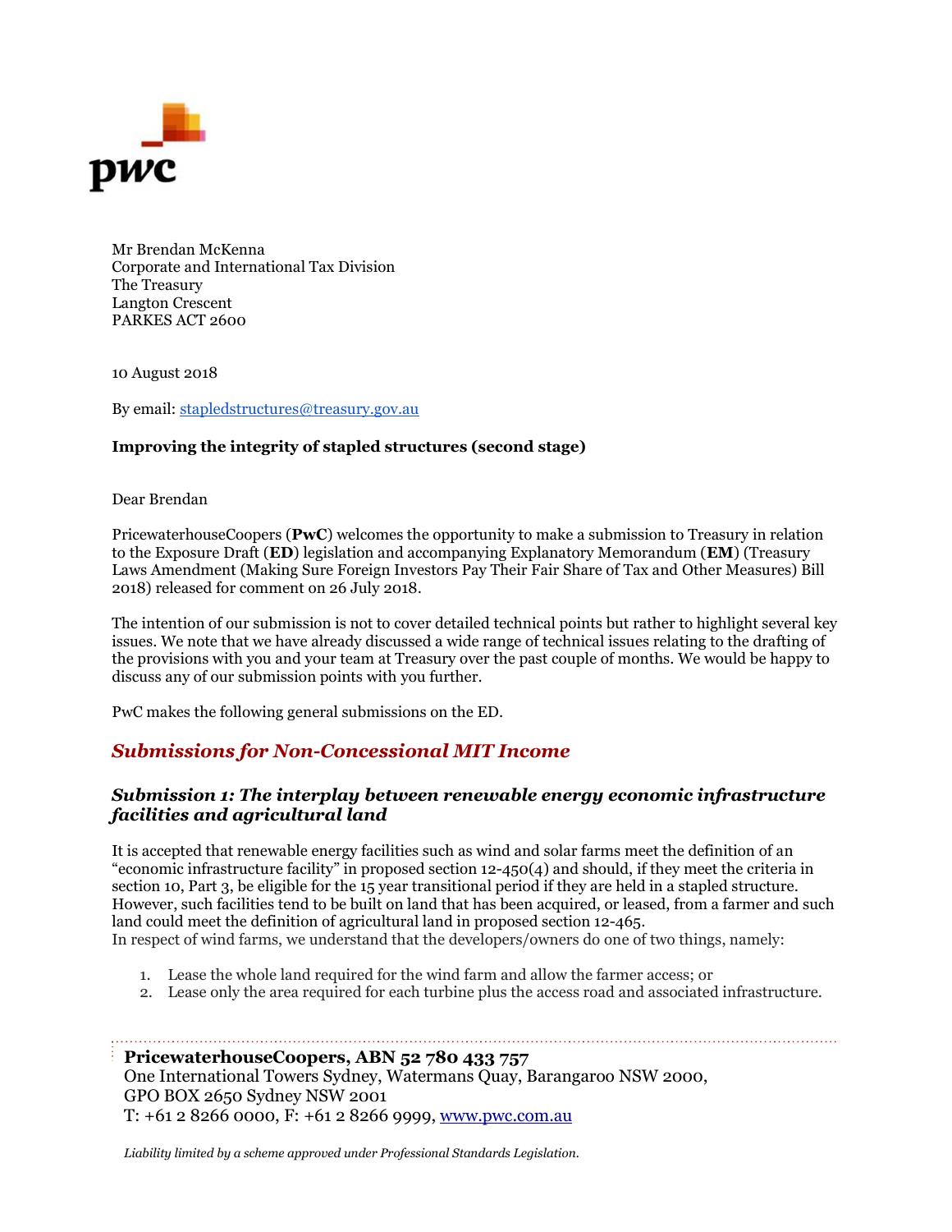Mr Brendan McKenna
Corporate and International Tax Division
The Treasury
Langton Crescent
PARKES ACT 2600

10 August 2018

By email: stapledstructures@treasury.gov.au

**Improving the integrity of stapled structures (second stage)**

Dear Brendan

PricewaterhouseCoopers (**PwC**) welcomes the opportunity to make a submission to Treasury in relation to the Exposure Draft (**ED**) legislation and accompanying Explanatory Memorandum (**EM**) (Treasury Laws Amendment (Making Sure Foreign Investors Pay Their Fair Share of Tax and Other Measures) Bill 2018) released for comment on 26 July 2018.

The intention of our submission is not to cover detailed technical points but rather to highlight several key issues. We note that we have already discussed a wide range of technical issues relating to the drafting of the provisions with you and your team at Treasury over the past couple of months. We would be happy to discuss any of our submission points with you further.

PwC makes the following general submissions on the ED.

## *Submissions for Non-Concessional MIT Income*

### *Submission 1: The interplay between renewable energy economic infrastructure facilities and agricultural land*

It is accepted that renewable energy facilities such as wind and solar farms meet the definition of an "economic infrastructure facility" in proposed section 12-450(4) and should, if they meet the criteria in section 10, Part 3, be eligible for the 15 year transitional period if they are held in a stapled structure. However, such facilities tend to be built on land that has been acquired, or leased, from a farmer and such land could meet the definition of agricultural land in proposed section 12-465.
In respect of wind farms, we understand that the developers/owners do one of two things, namely:

1. Lease the whole land required for the wind farm and allow the farmer access; or
2. Lease only the area required for each turbine plus the access road and associated infrastructure.

**PricewaterhouseCoopers, ABN 52 780 433 757**
One International Towers Sydney, Watermans Quay, Barangaroo NSW 2000,
GPO BOX 2650 Sydney NSW 2001
T: +61 2 8266 0000, F: +61 2 8266 9999, www.pwc.com.au

*Liability limited by a scheme approved under Professional Standards Legislation.*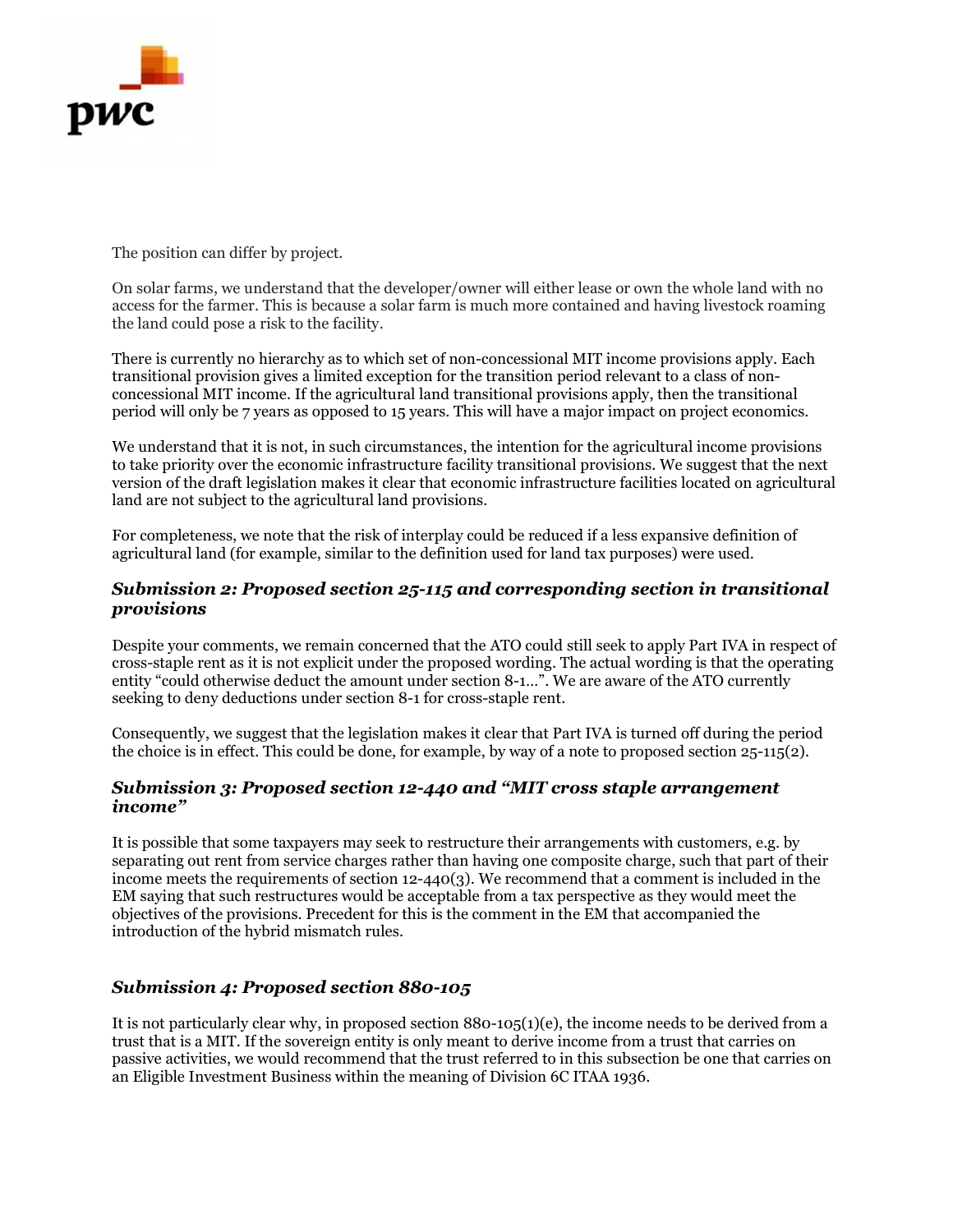The position can differ by project.

On solar farms, we understand that the developer/owner will either lease or own the whole land with no access for the farmer. This is because a solar farm is much more contained and having livestock roaming the land could pose a risk to the facility.

There is currently no hierarchy as to which set of non-concessional MIT income provisions apply. Each transitional provision gives a limited exception for the transition period relevant to a class of non-concessional MIT income. If the agricultural land transitional provisions apply, then the transitional period will only be 7 years as opposed to 15 years. This will have a major impact on project economics.

We understand that it is not, in such circumstances, the intention for the agricultural income provisions to take priority over the economic infrastructure facility transitional provisions. We suggest that the next version of the draft legislation makes it clear that economic infrastructure facilities located on agricultural land are not subject to the agricultural land provisions.

For completeness, we note that the risk of interplay could be reduced if a less expansive definition of agricultural land (for example, similar to the definition used for land tax purposes) were used.

### *Submission 2: Proposed section 25-115 and corresponding section in transitional provisions*

Despite your comments, we remain concerned that the ATO could still seek to apply Part IVA in respect of cross-staple rent as it is not explicit under the proposed wording. The actual wording is that the operating entity "could otherwise deduct the amount under section 8-1…". We are aware of the ATO currently seeking to deny deductions under section 8-1 for cross-staple rent.

Consequently, we suggest that the legislation makes it clear that Part IVA is turned off during the period the choice is in effect. This could be done, for example, by way of a note to proposed section 25-115(2).

### *Submission 3: Proposed section 12-440 and "MIT cross staple arrangement income"*

It is possible that some taxpayers may seek to restructure their arrangements with customers, e.g. by separating out rent from service charges rather than having one composite charge, such that part of their income meets the requirements of section 12-440(3). We recommend that a comment is included in the EM saying that such restructures would be acceptable from a tax perspective as they would meet the objectives of the provisions. Precedent for this is the comment in the EM that accompanied the introduction of the hybrid mismatch rules.

### *Submission 4: Proposed section 880-105*

It is not particularly clear why, in proposed section 880-105(1)(e), the income needs to be derived from a trust that is a MIT. If the sovereign entity is only meant to derive income from a trust that carries on passive activities, we would recommend that the trust referred to in this subsection be one that carries on an Eligible Investment Business within the meaning of Division 6C ITAA 1936.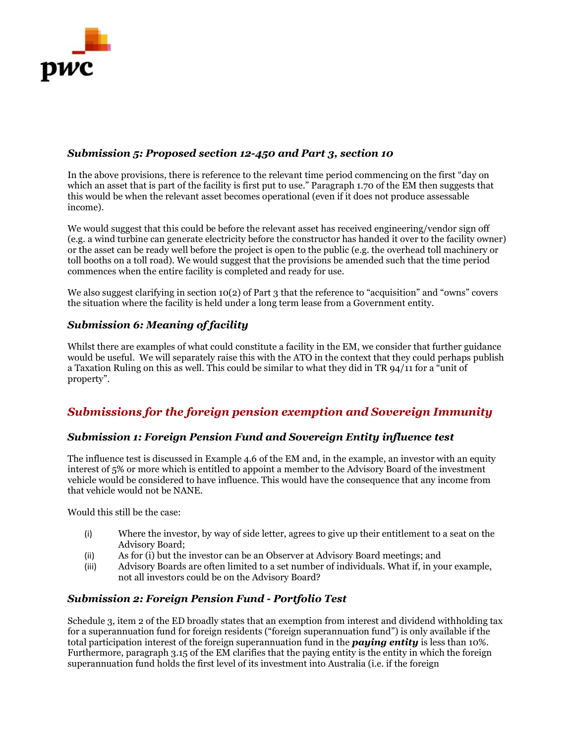### *Submission 5: Proposed section 12-450 and Part 3, section 10*

In the above provisions, there is reference to the relevant time period commencing on the first "day on which an asset that is part of the facility is first put to use." Paragraph 1.70 of the EM then suggests that this would be when the relevant asset becomes operational (even if it does not produce assessable income).

We would suggest that this could be before the relevant asset has received engineering/vendor sign off (e.g. a wind turbine can generate electricity before the constructor has handed it over to the facility owner) or the asset can be ready well before the project is open to the public (e.g. the overhead toll machinery or toll booths on a toll road). We would suggest that the provisions be amended such that the time period commences when the entire facility is completed and ready for use.

We also suggest clarifying in section 10(2) of Part 3 that the reference to "acquisition" and "owns" covers the situation where the facility is held under a long term lease from a Government entity.

### *Submission 6: Meaning of facility*

Whilst there are examples of what could constitute a facility in the EM, we consider that further guidance would be useful. We will separately raise this with the ATO in the context that they could perhaps publish a Taxation Ruling on this as well. This could be similar to what they did in TR 94/11 for a "unit of property".

## *Submissions for the foreign pension exemption and Sovereign Immunity*

### *Submission 1: Foreign Pension Fund and Sovereign Entity influence test*

The influence test is discussed in Example 4.6 of the EM and, in the example, an investor with an equity interest of 5% or more which is entitled to appoint a member to the Advisory Board of the investment vehicle would be considered to have influence. This would have the consequence that any income from that vehicle would not be NANE.

Would this still be the case:

(i) Where the investor, by way of side letter, agrees to give up their entitlement to a seat on the Advisory Board;

(ii) As for (i) but the investor can be an Observer at Advisory Board meetings; and

(iii) Advisory Boards are often limited to a set number of individuals. What if, in your example, not all investors could be on the Advisory Board?

### *Submission 2: Foreign Pension Fund - Portfolio Test*

Schedule 3, item 2 of the ED broadly states that an exemption from interest and dividend withholding tax for a superannuation fund for foreign residents ("foreign superannuation fund") is only available if the total participation interest of the foreign superannuation fund in the ***paying entity*** is less than 10%. Furthermore, paragraph 3.15 of the EM clarifies that the paying entity is the entity in which the foreign superannuation fund holds the first level of its investment into Australia (i.e. if the foreign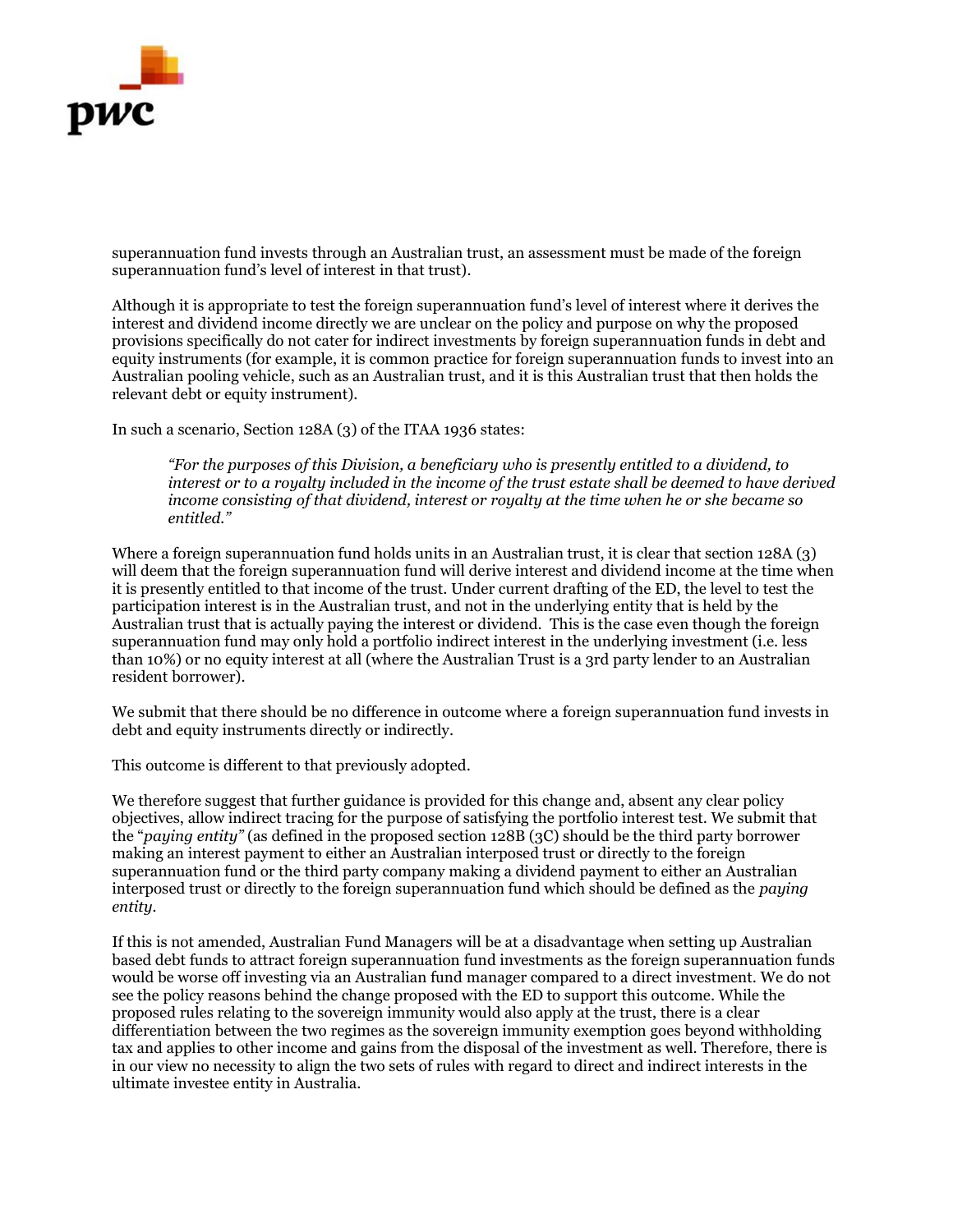superannuation fund invests through an Australian trust, an assessment must be made of the foreign superannuation fund's level of interest in that trust).

Although it is appropriate to test the foreign superannuation fund's level of interest where it derives the interest and dividend income directly we are unclear on the policy and purpose on why the proposed provisions specifically do not cater for indirect investments by foreign superannuation funds in debt and equity instruments (for example, it is common practice for foreign superannuation funds to invest into an Australian pooling vehicle, such as an Australian trust, and it is this Australian trust that then holds the relevant debt or equity instrument).

In such a scenario, Section 128A (3) of the ITAA 1936 states:

> *"For the purposes of this Division, a beneficiary who is presently entitled to a dividend, to interest or to a royalty included in the income of the trust estate shall be deemed to have derived income consisting of that dividend, interest or royalty at the time when he or she became so entitled."*

Where a foreign superannuation fund holds units in an Australian trust, it is clear that section 128A (3) will deem that the foreign superannuation fund will derive interest and dividend income at the time when it is presently entitled to that income of the trust. Under current drafting of the ED, the level to test the participation interest is in the Australian trust, and not in the underlying entity that is held by the Australian trust that is actually paying the interest or dividend. This is the case even though the foreign superannuation fund may only hold a portfolio indirect interest in the underlying investment (i.e. less than 10%) or no equity interest at all (where the Australian Trust is a 3rd party lender to an Australian resident borrower).

We submit that there should be no difference in outcome where a foreign superannuation fund invests in debt and equity instruments directly or indirectly.

This outcome is different to that previously adopted.

We therefore suggest that further guidance is provided for this change and, absent any clear policy objectives, allow indirect tracing for the purpose of satisfying the portfolio interest test. We submit that the "*paying entity"* (as defined in the proposed section 128B (3C) should be the third party borrower making an interest payment to either an Australian interposed trust or directly to the foreign superannuation fund or the third party company making a dividend payment to either an Australian interposed trust or directly to the foreign superannuation fund which should be defined as the *paying entity*.

If this is not amended, Australian Fund Managers will be at a disadvantage when setting up Australian based debt funds to attract foreign superannuation fund investments as the foreign superannuation funds would be worse off investing via an Australian fund manager compared to a direct investment. We do not see the policy reasons behind the change proposed with the ED to support this outcome. While the proposed rules relating to the sovereign immunity would also apply at the trust, there is a clear differentiation between the two regimes as the sovereign immunity exemption goes beyond withholding tax and applies to other income and gains from the disposal of the investment as well. Therefore, there is in our view no necessity to align the two sets of rules with regard to direct and indirect interests in the ultimate investee entity in Australia.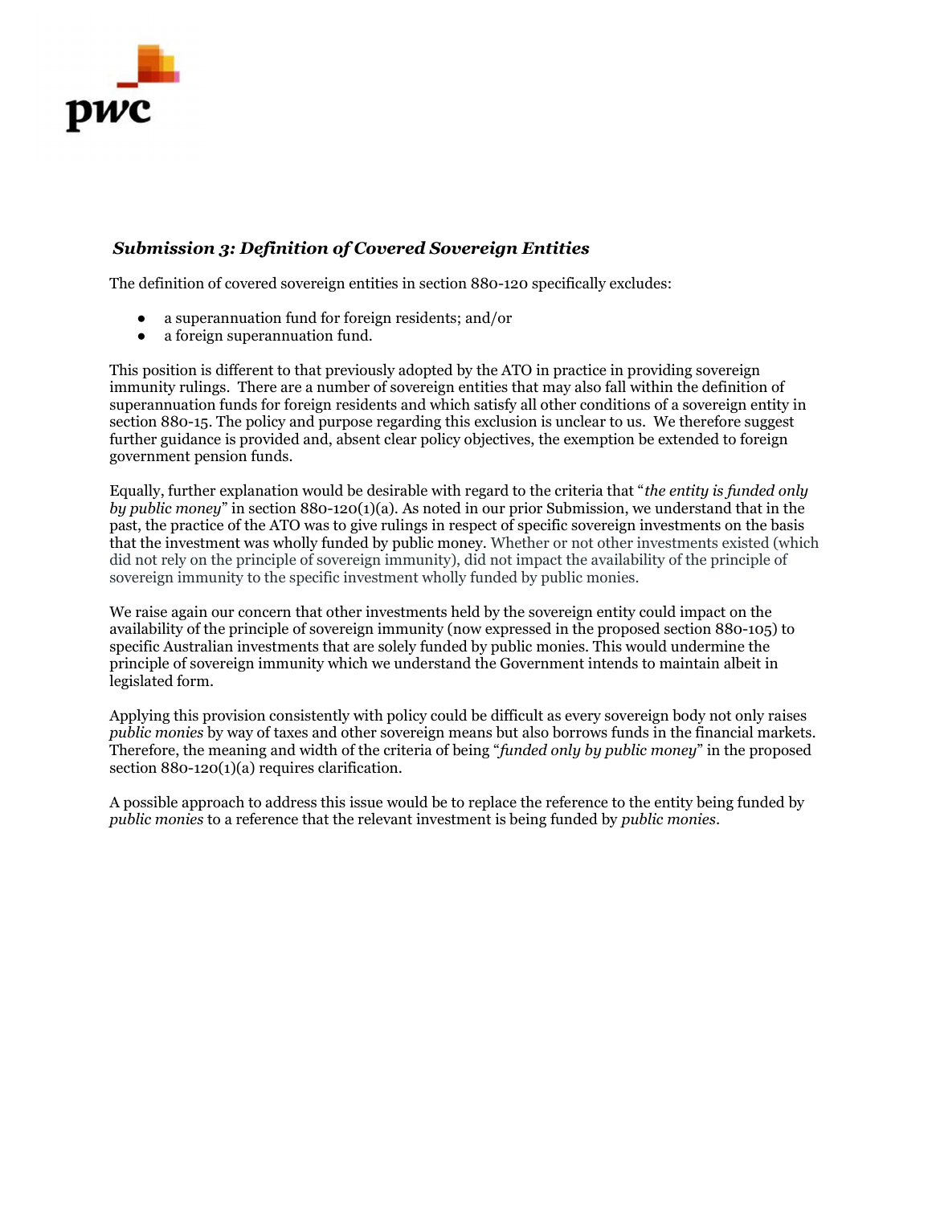### ***Submission 3: Definition of Covered Sovereign Entities***

The definition of covered sovereign entities in section 880-120 specifically excludes:

- a superannuation fund for foreign residents; and/or
- a foreign superannuation fund.

This position is different to that previously adopted by the ATO in practice in providing sovereign immunity rulings. There are a number of sovereign entities that may also fall within the definition of superannuation funds for foreign residents and which satisfy all other conditions of a sovereign entity in section 880-15. The policy and purpose regarding this exclusion is unclear to us. We therefore suggest further guidance is provided and, absent clear policy objectives, the exemption be extended to foreign government pension funds.

Equally, further explanation would be desirable with regard to the criteria that "*the entity is funded only by public money*" in section 880-120(1)(a). As noted in our prior Submission, we understand that in the past, the practice of the ATO was to give rulings in respect of specific sovereign investments on the basis that the investment was wholly funded by public money. Whether or not other investments existed (which did not rely on the principle of sovereign immunity), did not impact the availability of the principle of sovereign immunity to the specific investment wholly funded by public monies.

We raise again our concern that other investments held by the sovereign entity could impact on the availability of the principle of sovereign immunity (now expressed in the proposed section 880-105) to specific Australian investments that are solely funded by public monies. This would undermine the principle of sovereign immunity which we understand the Government intends to maintain albeit in legislated form.

Applying this provision consistently with policy could be difficult as every sovereign body not only raises *public monies* by way of taxes and other sovereign means but also borrows funds in the financial markets. Therefore, the meaning and width of the criteria of being "*funded only by public money*" in the proposed section 880-120(1)(a) requires clarification.

A possible approach to address this issue would be to replace the reference to the entity being funded by *public monies* to a reference that the relevant investment is being funded by *public monies*.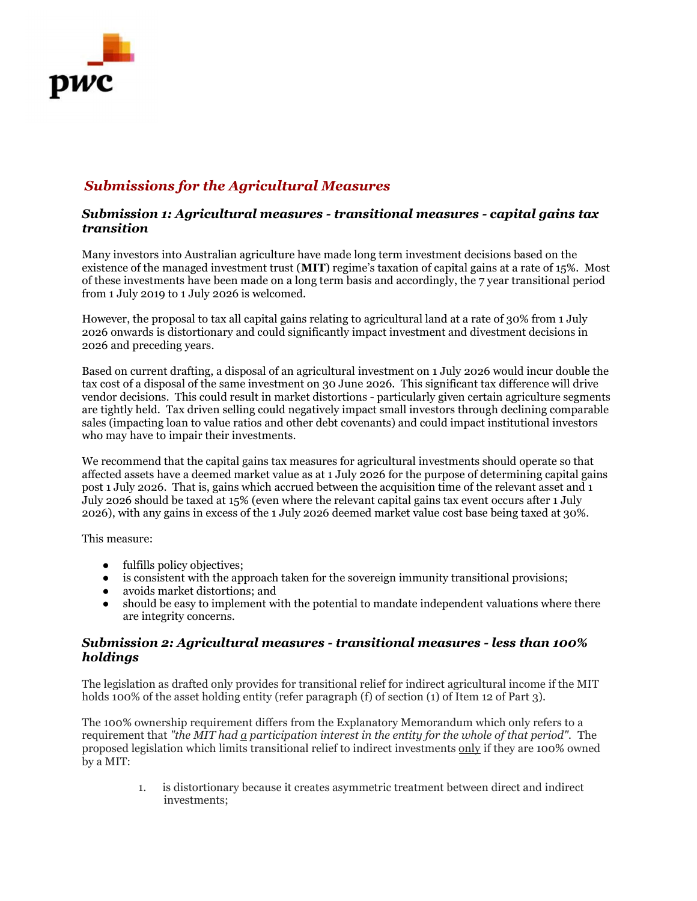## *Submissions for the Agricultural Measures*

### *Submission 1: Agricultural measures - transitional measures - capital gains tax transition*

Many investors into Australian agriculture have made long term investment decisions based on the existence of the managed investment trust (**MIT**) regime's taxation of capital gains at a rate of 15%. Most of these investments have been made on a long term basis and accordingly, the 7 year transitional period from 1 July 2019 to 1 July 2026 is welcomed.

However, the proposal to tax all capital gains relating to agricultural land at a rate of 30% from 1 July 2026 onwards is distortionary and could significantly impact investment and divestment decisions in 2026 and preceding years.

Based on current drafting, a disposal of an agricultural investment on 1 July 2026 would incur double the tax cost of a disposal of the same investment on 30 June 2026. This significant tax difference will drive vendor decisions. This could result in market distortions - particularly given certain agriculture segments are tightly held. Tax driven selling could negatively impact small investors through declining comparable sales (impacting loan to value ratios and other debt covenants) and could impact institutional investors who may have to impair their investments.

We recommend that the capital gains tax measures for agricultural investments should operate so that affected assets have a deemed market value as at 1 July 2026 for the purpose of determining capital gains post 1 July 2026. That is, gains which accrued between the acquisition time of the relevant asset and 1 July 2026 should be taxed at 15% (even where the relevant capital gains tax event occurs after 1 July 2026), with any gains in excess of the 1 July 2026 deemed market value cost base being taxed at 30%.

This measure:

- fulfills policy objectives;
- is consistent with the approach taken for the sovereign immunity transitional provisions;
- avoids market distortions; and
- should be easy to implement with the potential to mandate independent valuations where there are integrity concerns.

### *Submission 2: Agricultural measures - transitional measures - less than 100% holdings*

The legislation as drafted only provides for transitional relief for indirect agricultural income if the MIT holds 100% of the asset holding entity (refer paragraph (f) of section (1) of Item 12 of Part 3).

The 100% ownership requirement differs from the Explanatory Memorandum which only refers to a requirement that *"the MIT had a participation interest in the entity for the whole of that period"*. The proposed legislation which limits transitional relief to indirect investments only if they are 100% owned by a MIT:

1. is distortionary because it creates asymmetric treatment between direct and indirect investments;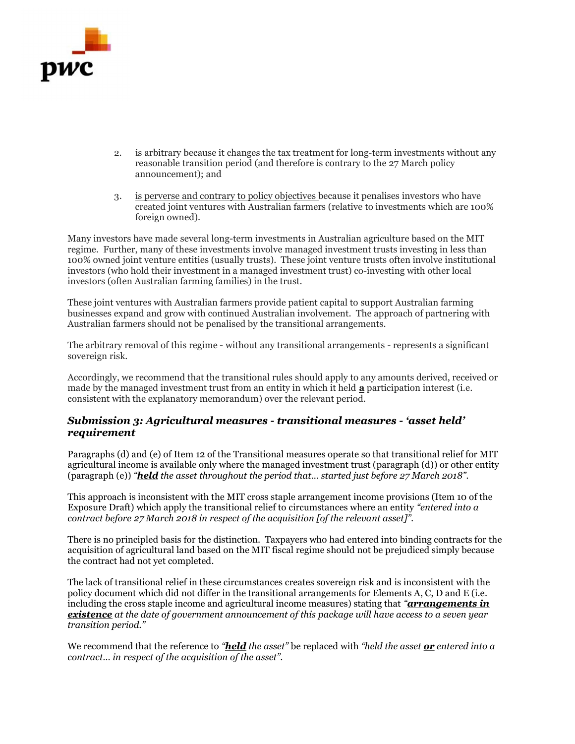2. is arbitrary because it changes the tax treatment for long-term investments without any reasonable transition period (and therefore is contrary to the 27 March policy announcement); and

3. <u>is perverse and contrary to policy objectives</u> because it penalises investors who have created joint ventures with Australian farmers (relative to investments which are 100% foreign owned).

Many investors have made several long-term investments in Australian agriculture based on the MIT regime. Further, many of these investments involve managed investment trusts investing in less than 100% owned joint venture entities (usually trusts). These joint venture trusts often involve institutional investors (who hold their investment in a managed investment trust) co-investing with other local investors (often Australian farming families) in the trust.

These joint ventures with Australian farmers provide patient capital to support Australian farming businesses expand and grow with continued Australian involvement. The approach of partnering with Australian farmers should not be penalised by the transitional arrangements.

The arbitrary removal of this regime - without any transitional arrangements - represents a significant sovereign risk.

Accordingly, we recommend that the transitional rules should apply to any amounts derived, received or made by the managed investment trust from an entity in which it held <u>**a**</u> participation interest (i.e. consistent with the explanatory memorandum) over the relevant period.

### *Submission 3: Agricultural measures - transitional measures - 'asset held' requirement*

Paragraphs (d) and (e) of Item 12 of the Transitional measures operate so that transitional relief for MIT agricultural income is available only where the managed investment trust (paragraph (d)) or other entity (paragraph (e)) *"<u>**held**</u> the asset throughout the period that… started just before 27 March 2018"*.

This approach is inconsistent with the MIT cross staple arrangement income provisions (Item 10 of the Exposure Draft) which apply the transitional relief to circumstances where an entity *"entered into a contract before 27 March 2018 in respect of the acquisition [of the relevant asset]"*.

There is no principled basis for the distinction. Taxpayers who had entered into binding contracts for the acquisition of agricultural land based on the MIT fiscal regime should not be prejudiced simply because the contract had not yet completed.

The lack of transitional relief in these circumstances creates sovereign risk and is inconsistent with the policy document which did not differ in the transitional arrangements for Elements A, C, D and E (i.e. including the cross staple income and agricultural income measures) stating that *"<u>**arrangements in existence**</u> at the date of government announcement of this package will have access to a seven year transition period."*

We recommend that the reference to *"<u>**held**</u> the asset"* be replaced with *"held the asset <u>**or**</u> entered into a contract… in respect of the acquisition of the asset"*.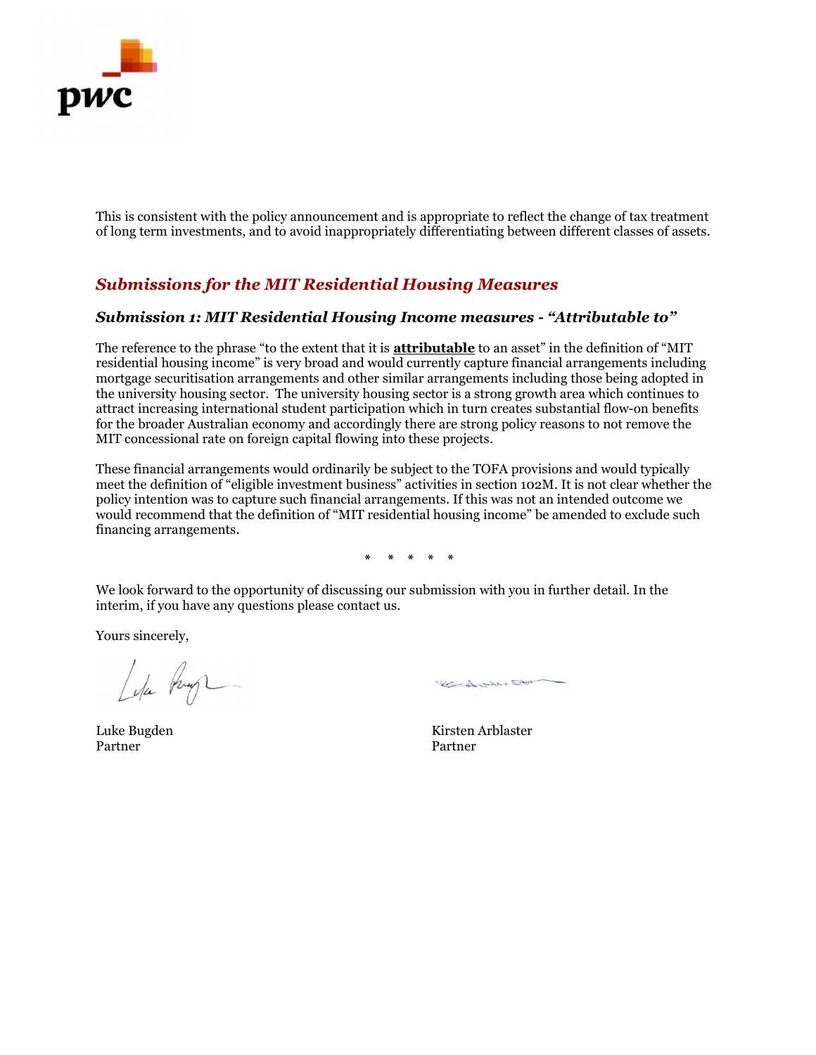This is consistent with the policy announcement and is appropriate to reflect the change of tax treatment of long term investments, and to avoid inappropriately differentiating between different classes of assets.

## *Submissions for the MIT Residential Housing Measures*

### *Submission 1: MIT Residential Housing Income measures - "Attributable to"*

The reference to the phrase "to the extent that it is **attributable** to an asset" in the definition of "MIT residential housing income" is very broad and would currently capture financial arrangements including mortgage securitisation arrangements and other similar arrangements including those being adopted in the university housing sector. The university housing sector is a strong growth area which continues to attract increasing international student participation which in turn creates substantial flow-on benefits for the broader Australian economy and accordingly there are strong policy reasons to not remove the MIT concessional rate on foreign capital flowing into these projects.

These financial arrangements would ordinarily be subject to the TOFA provisions and would typically meet the definition of "eligible investment business" activities in section 102M. It is not clear whether the policy intention was to capture such financial arrangements. If this was not an intended outcome we would recommend that the definition of "MIT residential housing income" be amended to exclude such financing arrangements.

\* \* \* \* \*

We look forward to the opportunity of discussing our submission with you in further detail. In the interim, if you have any questions please contact us.

Yours sincerely,

Luke Bugden
Partner

Kirsten Arblaster
Partner